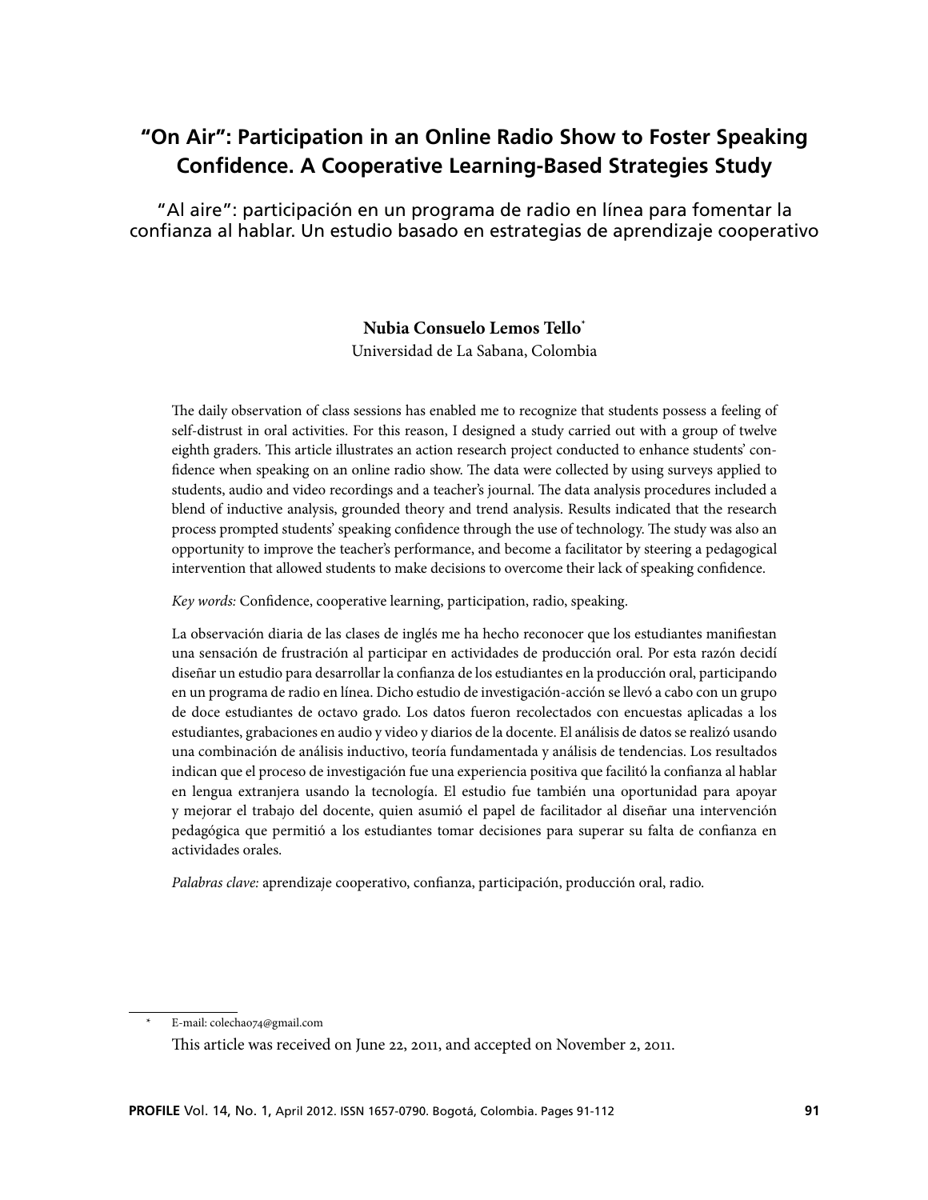# "On Air": Participation in an Online Radio Show to Foster Speaking Confidence. A Cooperative Learning-Based Strategies Study

"Al aire": participación en un programa de radio en línea para fomentar la confianza al hablar. Un estudio basado en estrategias de aprendizaje cooperativo

**Nubia Consuelo Lemos Tello***

Universidad de La Sabana, Colombia

The daily observation of class sessions has enabled me to recognize that students possess a feeling of self-distrust in oral activities. For this reason, I designed a study carried out with a group of twelve eighth graders. This article illustrates an action research project conducted to enhance students' confidence when speaking on an online radio show. The data were collected by using surveys applied to students, audio and video recordings and a teacher's journal. The data analysis procedures included a blend of inductive analysis, grounded theory and trend analysis. Results indicated that the research process prompted students' speaking confidence through the use of technology. The study was also an opportunity to improve the teacher's performance, and become a facilitator by steering a pedagogical intervention that allowed students to make decisions to overcome their lack of speaking confidence.

*Key words:* Confidence, cooperative learning, participation, radio, speaking.

La observación diaria de las clases de inglés me ha hecho reconocer que los estudiantes manifiestan una sensación de frustración al participar en actividades de producción oral. Por esta razón decidí diseñar un estudio para desarrollar la confianza de los estudiantes en la producción oral, participando en un programa de radio en línea. Dicho estudio de investigación-acción se llevó a cabo con un grupo de doce estudiantes de octavo grado. Los datos fueron recolectados con encuestas aplicadas a los estudiantes, grabaciones en audio y video y diarios de la docente. El análisis de datos se realizó usando una combinación de análisis inductivo, teoría fundamentada y análisis de tendencias. Los resultados indican que el proceso de investigación fue una experiencia positiva que facilitó la confianza al hablar en lengua extranjera usando la tecnología. El estudio fue también una oportunidad para apoyar y mejorar el trabajo del docente, quien asumió el papel de facilitador al diseñar una intervención pedagógica que permitió a los estudiantes tomar decisiones para superar su falta de confianza en actividades orales.

*Palabras clave:* aprendizaje cooperativo, confianza, participación, producción oral, radio.

\* E-mail: colechao74@gmail.com

This article was received on June 22, 2011, and accepted on November 2, 2011.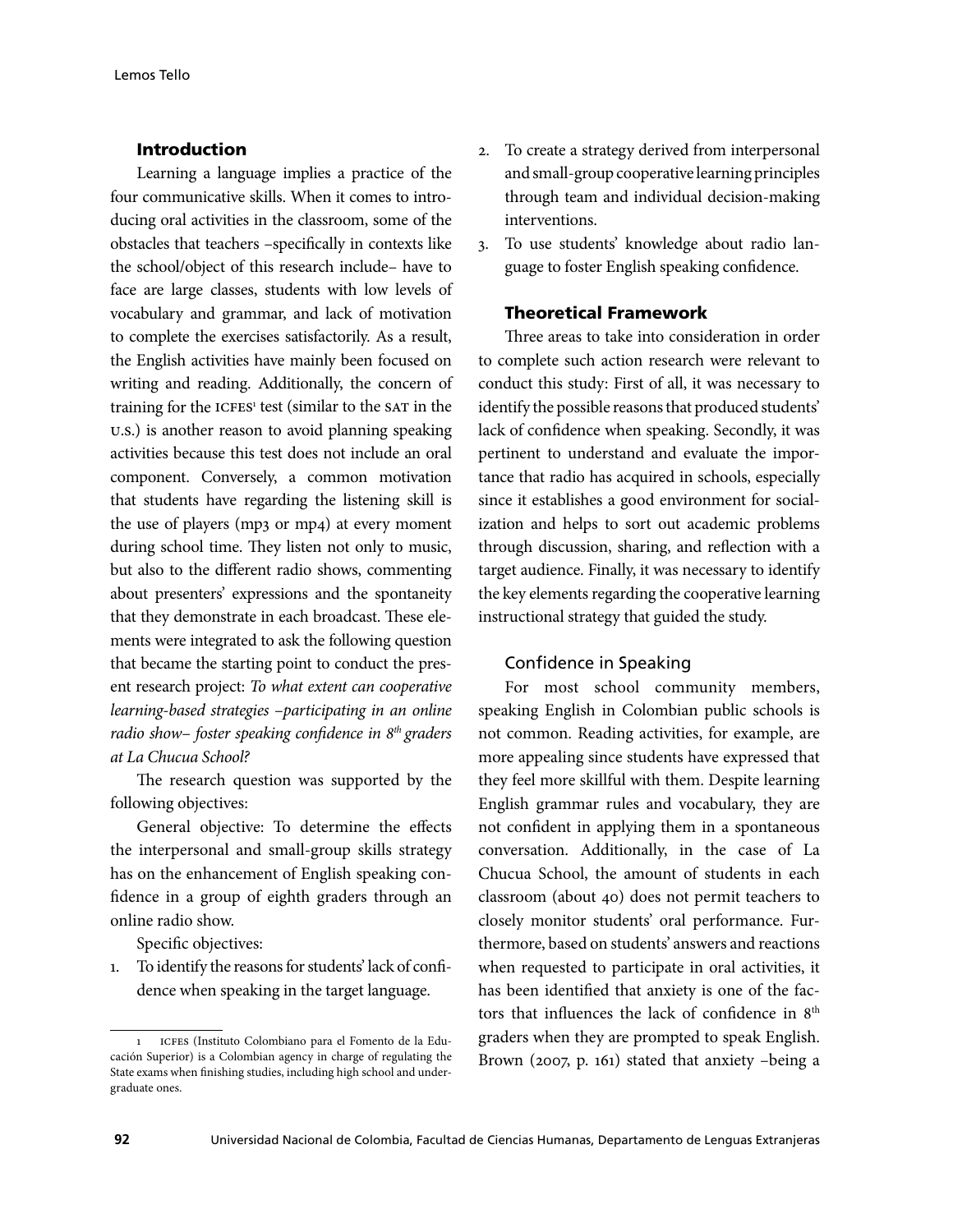## Introduction

Learning a language implies a practice of the four communicative skills. When it comes to introducing oral activities in the classroom, some of the obstacles that teachers –specifically in contexts like the school/object of this research include– have to face are large classes, students with low levels of vocabulary and grammar, and lack of motivation to complete the exercises satisfactorily. As a result, the English activities have mainly been focused on writing and reading. Additionally, the concern of training for the ICFES[1] test (similar to the SAT in the U.S.) is another reason to avoid planning speaking activities because this test does not include an oral component. Conversely, a common motivation that students have regarding the listening skill is the use of players (mp3 or mp4) at every moment during school time. They listen not only to music, but also to the different radio shows, commenting about presenters' expressions and the spontaneity that they demonstrate in each broadcast. These elements were integrated to ask the following question that became the starting point to conduct the present research project: *To what extent can cooperative learning-based strategies –participating in an online radio show– foster speaking confidence in 8th graders at La Chucua School?*

The research question was supported by the following objectives:

General objective: To determine the effects the interpersonal and small-group skills strategy has on the enhancement of English speaking confidence in a group of eighth graders through an online radio show.

Specific objectives:

1. To identify the reasons for students' lack of confidence when speaking in the target language.
2. To create a strategy derived from interpersonal and small-group cooperative learning principles through team and individual decision-making interventions.
3. To use students' knowledge about radio language to foster English speaking confidence.

## Theoretical Framework

Three areas to take into consideration in order to complete such action research were relevant to conduct this study: First of all, it was necessary to identify the possible reasons that produced students' lack of confidence when speaking. Secondly, it was pertinent to understand and evaluate the importance that radio has acquired in schools, especially since it establishes a good environment for socialization and helps to sort out academic problems through discussion, sharing, and reflection with a target audience. Finally, it was necessary to identify the key elements regarding the cooperative learning instructional strategy that guided the study.

### Confidence in Speaking

For most school community members, speaking English in Colombian public schools is not common. Reading activities, for example, are more appealing since students have expressed that they feel more skillful with them. Despite learning English grammar rules and vocabulary, they are not confident in applying them in a spontaneous conversation. Additionally, in the case of La Chucua School, the amount of students in each classroom (about 40) does not permit teachers to closely monitor students' oral performance. Furthermore, based on students' answers and reactions when requested to participate in oral activities, it has been identified that anxiety is one of the factors that influences the lack of confidence in 8th graders when they are prompted to speak English. Brown (2007, p. 161) stated that anxiety –being a

---

[1] ICFES (Instituto Colombiano para el Fomento de la Educación Superior) is a Colombian agency in charge of regulating the State exams when finishing studies, including high school and undergraduate ones.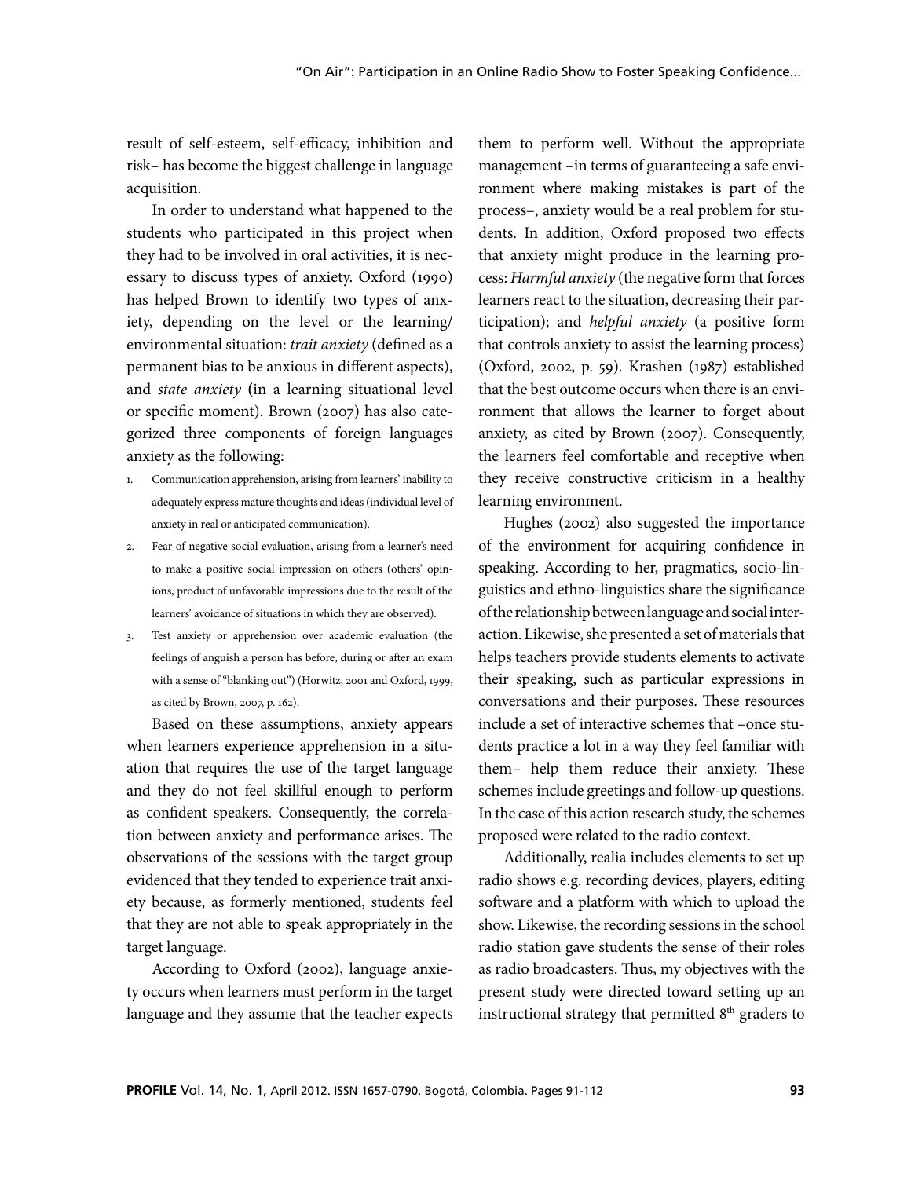result of self-esteem, self-efficacy, inhibition and risk– has become the biggest challenge in language acquisition.

In order to understand what happened to the students who participated in this project when they had to be involved in oral activities, it is necessary to discuss types of anxiety. Oxford (1990) has helped Brown to identify two types of anxiety, depending on the level or the learning/environmental situation: *trait anxiety* (defined as a permanent bias to be anxious in different aspects), and *state anxiety* (in a learning situational level or specific moment). Brown (2007) has also categorized three components of foreign languages anxiety as the following:

1. Communication apprehension, arising from learners' inability to adequately express mature thoughts and ideas (individual level of anxiety in real or anticipated communication).
2. Fear of negative social evaluation, arising from a learner's need to make a positive social impression on others (others' opinions, product of unfavorable impressions due to the result of the learners' avoidance of situations in which they are observed).
3. Test anxiety or apprehension over academic evaluation (the feelings of anguish a person has before, during or after an exam with a sense of "blanking out") (Horwitz, 2001 and Oxford, 1999, as cited by Brown, 2007, p. 162).

Based on these assumptions, anxiety appears when learners experience apprehension in a situation that requires the use of the target language and they do not feel skillful enough to perform as confident speakers. Consequently, the correlation between anxiety and performance arises. The observations of the sessions with the target group evidenced that they tended to experience trait anxiety because, as formerly mentioned, students feel that they are not able to speak appropriately in the target language.

According to Oxford (2002), language anxiety occurs when learners must perform in the target language and they assume that the teacher expects them to perform well. Without the appropriate management –in terms of guaranteeing a safe environment where making mistakes is part of the process–, anxiety would be a real problem for students. In addition, Oxford proposed two effects that anxiety might produce in the learning process: *Harmful anxiety* (the negative form that forces learners react to the situation, decreasing their participation); and *helpful anxiety* (a positive form that controls anxiety to assist the learning process) (Oxford, 2002, p. 59). Krashen (1987) established that the best outcome occurs when there is an environment that allows the learner to forget about anxiety, as cited by Brown (2007). Consequently, the learners feel comfortable and receptive when they receive constructive criticism in a healthy learning environment.

Hughes (2002) also suggested the importance of the environment for acquiring confidence in speaking. According to her, pragmatics, socio-linguistics and ethno-linguistics share the significance of the relationship between language and social interaction. Likewise, she presented a set of materials that helps teachers provide students elements to activate their speaking, such as particular expressions in conversations and their purposes. These resources include a set of interactive schemes that –once students practice a lot in a way they feel familiar with them– help them reduce their anxiety. These schemes include greetings and follow-up questions. In the case of this action research study, the schemes proposed were related to the radio context.

Additionally, realia includes elements to set up radio shows e.g. recording devices, players, editing software and a platform with which to upload the show. Likewise, the recording sessions in the school radio station gave students the sense of their roles as radio broadcasters. Thus, my objectives with the present study were directed toward setting up an instructional strategy that permitted 8th graders to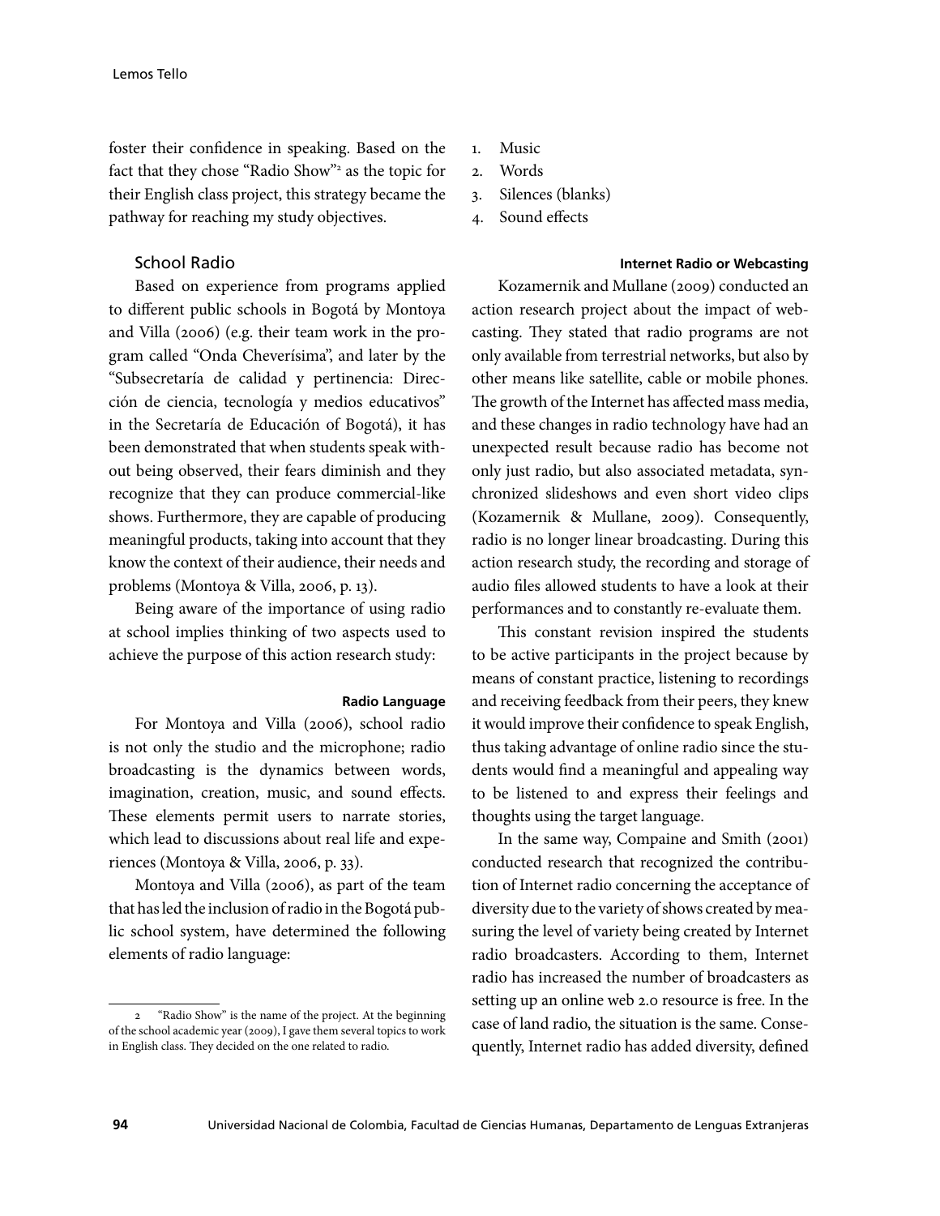foster their confidence in speaking. Based on the fact that they chose "Radio Show"[2] as the topic for their English class project, this strategy became the pathway for reaching my study objectives.

## School Radio

Based on experience from programs applied to different public schools in Bogotá by Montoya and Villa (2006) (e.g. their team work in the program called "Onda Cheverísima", and later by the "Subsecretaría de calidad y pertinencia: Dirección de ciencia, tecnología y medios educativos" in the Secretaría de Educación of Bogotá), it has been demonstrated that when students speak without being observed, their fears diminish and they recognize that they can produce commercial-like shows. Furthermore, they are capable of producing meaningful products, taking into account that they know the context of their audience, their needs and problems (Montoya & Villa, 2006, p. 13).

Being aware of the importance of using radio at school implies thinking of two aspects used to achieve the purpose of this action research study:

### Radio Language

For Montoya and Villa (2006), school radio is not only the studio and the microphone; radio broadcasting is the dynamics between words, imagination, creation, music, and sound effects. These elements permit users to narrate stories, which lead to discussions about real life and experiences (Montoya & Villa, 2006, p. 33).

Montoya and Villa (2006), as part of the team that has led the inclusion of radio in the Bogotá public school system, have determined the following elements of radio language:

1. Music
2. Words
3. Silences (blanks)
4. Sound effects

### Internet Radio or Webcasting

Kozamernik and Mullane (2009) conducted an action research project about the impact of webcasting. They stated that radio programs are not only available from terrestrial networks, but also by other means like satellite, cable or mobile phones. The growth of the Internet has affected mass media, and these changes in radio technology have had an unexpected result because radio has become not only just radio, but also associated metadata, synchronized slideshows and even short video clips (Kozamernik & Mullane, 2009). Consequently, radio is no longer linear broadcasting. During this action research study, the recording and storage of audio files allowed students to have a look at their performances and to constantly re-evaluate them.

This constant revision inspired the students to be active participants in the project because by means of constant practice, listening to recordings and receiving feedback from their peers, they knew it would improve their confidence to speak English, thus taking advantage of online radio since the students would find a meaningful and appealing way to be listened to and express their feelings and thoughts using the target language.

In the same way, Compaine and Smith (2001) conducted research that recognized the contribution of Internet radio concerning the acceptance of diversity due to the variety of shows created by measuring the level of variety being created by Internet radio broadcasters. According to them, Internet radio has increased the number of broadcasters as setting up an online web 2.0 resource is free. In the case of land radio, the situation is the same. Consequently, Internet radio has added diversity, defined

[2] "Radio Show" is the name of the project. At the beginning of the school academic year (2009), I gave them several topics to work in English class. They decided on the one related to radio.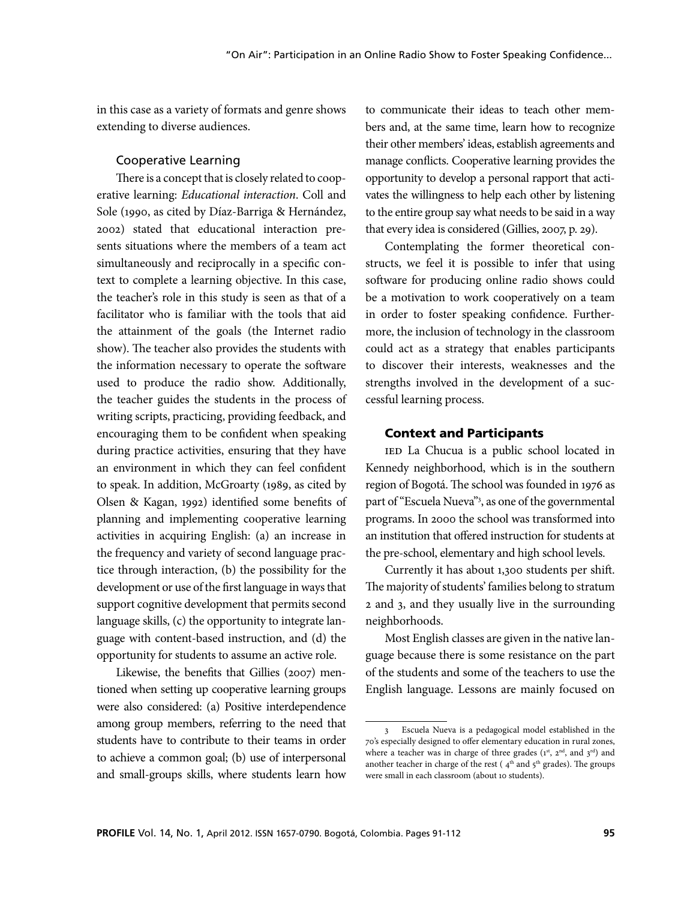in this case as a variety of formats and genre shows extending to diverse audiences.

### Cooperative Learning

There is a concept that is closely related to cooperative learning: *Educational interaction*. Coll and Sole (1990, as cited by Díaz-Barriga & Hernández, 2002) stated that educational interaction presents situations where the members of a team act simultaneously and reciprocally in a specific context to complete a learning objective. In this case, the teacher's role in this study is seen as that of a facilitator who is familiar with the tools that aid the attainment of the goals (the Internet radio show). The teacher also provides the students with the information necessary to operate the software used to produce the radio show. Additionally, the teacher guides the students in the process of writing scripts, practicing, providing feedback, and encouraging them to be confident when speaking during practice activities, ensuring that they have an environment in which they can feel confident to speak. In addition, McGroarty (1989, as cited by Olsen & Kagan, 1992) identified some benefits of planning and implementing cooperative learning activities in acquiring English: (a) an increase in the frequency and variety of second language practice through interaction, (b) the possibility for the development or use of the first language in ways that support cognitive development that permits second language skills, (c) the opportunity to integrate language with content-based instruction, and (d) the opportunity for students to assume an active role.

Likewise, the benefits that Gillies (2007) mentioned when setting up cooperative learning groups were also considered: (a) Positive interdependence among group members, referring to the need that students have to contribute to their teams in order to achieve a common goal; (b) use of interpersonal and small-groups skills, where students learn how to communicate their ideas to teach other members and, at the same time, learn how to recognize their other members' ideas, establish agreements and manage conflicts. Cooperative learning provides the opportunity to develop a personal rapport that activates the willingness to help each other by listening to the entire group say what needs to be said in a way that every idea is considered (Gillies, 2007, p. 29).

Contemplating the former theoretical constructs, we feel it is possible to infer that using software for producing online radio shows could be a motivation to work cooperatively on a team in order to foster speaking confidence. Furthermore, the inclusion of technology in the classroom could act as a strategy that enables participants to discover their interests, weaknesses and the strengths involved in the development of a successful learning process.

## Context and Participants

IED La Chucua is a public school located in Kennedy neighborhood, which is in the southern region of Bogotá. The school was founded in 1976 as part of "Escuela Nueva"[3], as one of the governmental programs. In 2000 the school was transformed into an institution that offered instruction for students at the pre-school, elementary and high school levels.

Currently it has about 1,300 students per shift. The majority of students' families belong to stratum 2 and 3, and they usually live in the surrounding neighborhoods.

Most English classes are given in the native language because there is some resistance on the part of the students and some of the teachers to use the English language. Lessons are mainly focused on

[3] Escuela Nueva is a pedagogical model established in the 70's especially designed to offer elementary education in rural zones, where a teacher was in charge of three grades (1st, 2nd, and 3rd) and another teacher in charge of the rest (4th and 5th grades). The groups were small in each classroom (about 10 students).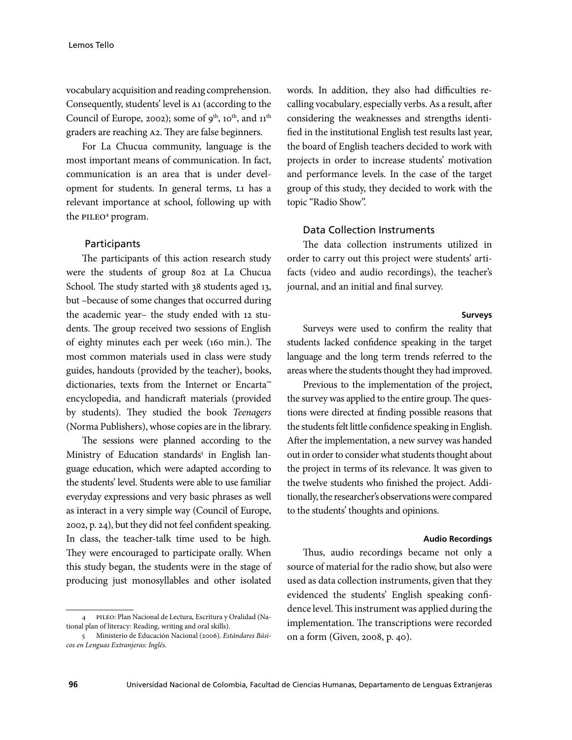vocabulary acquisition and reading comprehension. Consequently, students' level is A1 (according to the Council of Europe, 2002); some of 9th, 10th, and 11th graders are reaching A2. They are false beginners.

For La Chucua community, language is the most important means of communication. In fact, communication is an area that is under development for students. In general terms, L1 has a relevant importance at school, following up with the PILEO[4] program.

## Participants

The participants of this action research study were the students of group 802 at La Chucua School. The study started with 38 students aged 13, but –because of some changes that occurred during the academic year– the study ended with 12 students. The group received two sessions of English of eighty minutes each per week (160 min.). The most common materials used in class were study guides, handouts (provided by the teacher), books, dictionaries, texts from the Internet or Encarta™ encyclopedia, and handicraft materials (provided by students). They studied the book *Teenagers* (Norma Publishers), whose copies are in the library.

The sessions were planned according to the Ministry of Education standards[5] in English language education, which were adapted according to the students' level. Students were able to use familiar everyday expressions and very basic phrases as well as interact in a very simple way (Council of Europe, 2002, p. 24), but they did not feel confident speaking. In class, the teacher-talk time used to be high. They were encouraged to participate orally. When this study began, the students were in the stage of producing just monosyllables and other isolated words. In addition, they also had difficulties recalling vocabulary, especially verbs. As a result, after considering the weaknesses and strengths identified in the institutional English test results last year, the board of English teachers decided to work with projects in order to increase students' motivation and performance levels. In the case of the target group of this study, they decided to work with the topic "Radio Show".

## Data Collection Instruments

The data collection instruments utilized in order to carry out this project were students' artifacts (video and audio recordings), the teacher's journal, and an initial and final survey.

### Surveys

Surveys were used to confirm the reality that students lacked confidence speaking in the target language and the long term trends referred to the areas where the students thought they had improved.

Previous to the implementation of the project, the survey was applied to the entire group. The questions were directed at finding possible reasons that the students felt little confidence speaking in English. After the implementation, a new survey was handed out in order to consider what students thought about the project in terms of its relevance. It was given to the twelve students who finished the project. Additionally, the researcher's observations were compared to the students' thoughts and opinions.

### Audio Recordings

Thus, audio recordings became not only a source of material for the radio show, but also were used as data collection instruments, given that they evidenced the students' English speaking confidence level. This instrument was applied during the implementation. The transcriptions were recorded on a form (Given, 2008, p. 40).

---

4 PILEO: Plan Nacional de Lectura, Escritura y Oralidad (National plan of literacy: Reading, writing and oral skills).

5 Ministerio de Educación Nacional (2006). *Estándares Básicos en Lenguas Extranjeras: Inglés.*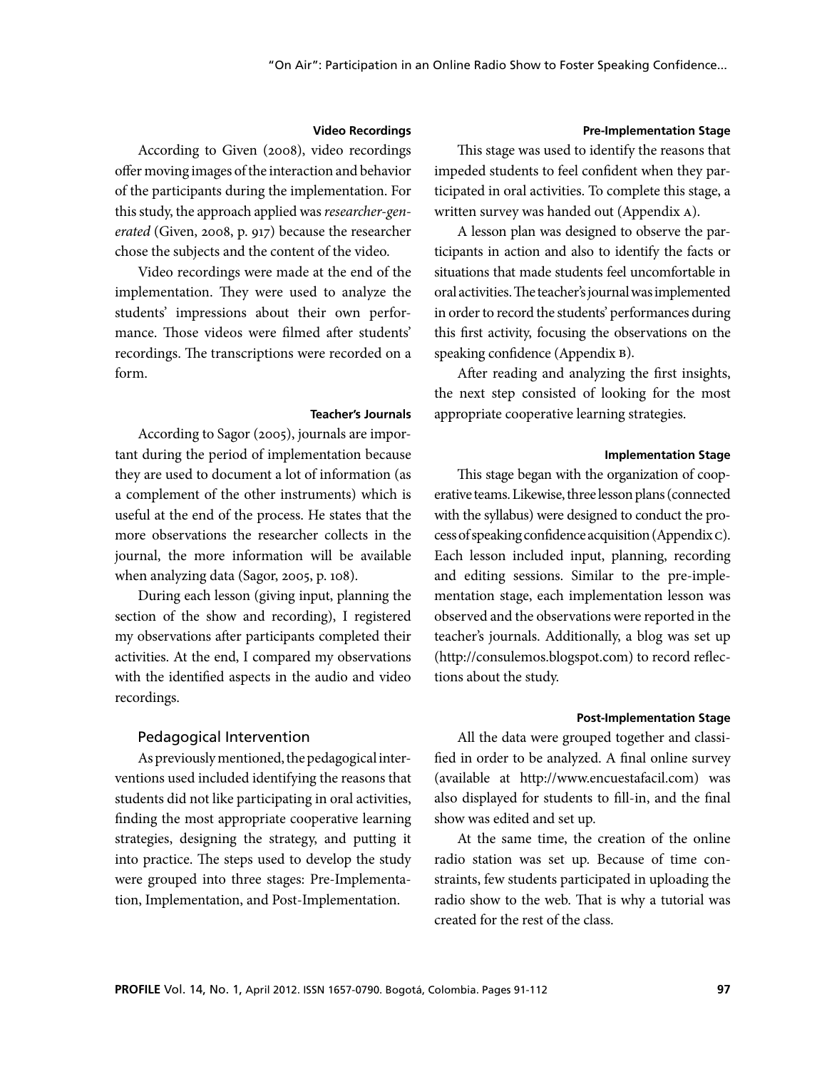#### Video Recordings

According to Given (2008), video recordings offer moving images of the interaction and behavior of the participants during the implementation. For this study, the approach applied was *researcher-generated* (Given, 2008, p. 917) because the researcher chose the subjects and the content of the video.

Video recordings were made at the end of the implementation. They were used to analyze the students' impressions about their own performance. Those videos were filmed after students' recordings. The transcriptions were recorded on a form.

#### Teacher's Journals

According to Sagor (2005), journals are important during the period of implementation because they are used to document a lot of information (as a complement of the other instruments) which is useful at the end of the process. He states that the more observations the researcher collects in the journal, the more information will be available when analyzing data (Sagor, 2005, p. 108).

During each lesson (giving input, planning the section of the show and recording), I registered my observations after participants completed their activities. At the end, I compared my observations with the identified aspects in the audio and video recordings.

### Pedagogical Intervention

As previously mentioned, the pedagogical interventions used included identifying the reasons that students did not like participating in oral activities, finding the most appropriate cooperative learning strategies, designing the strategy, and putting it into practice. The steps used to develop the study were grouped into three stages: Pre-Implementation, Implementation, and Post-Implementation.

#### Pre-Implementation Stage

This stage was used to identify the reasons that impeded students to feel confident when they participated in oral activities. To complete this stage, a written survey was handed out (Appendix A).

A lesson plan was designed to observe the participants in action and also to identify the facts or situations that made students feel uncomfortable in oral activities. The teacher's journal was implemented in order to record the students' performances during this first activity, focusing the observations on the speaking confidence (Appendix B).

After reading and analyzing the first insights, the next step consisted of looking for the most appropriate cooperative learning strategies.

#### Implementation Stage

This stage began with the organization of cooperative teams. Likewise, three lesson plans (connected with the syllabus) were designed to conduct the process of speaking confidence acquisition (Appendix C). Each lesson included input, planning, recording and editing sessions. Similar to the pre-implementation stage, each implementation lesson was observed and the observations were reported in the teacher's journals. Additionally, a blog was set up (http://consulemos.blogspot.com) to record reflections about the study.

#### Post-Implementation Stage

All the data were grouped together and classified in order to be analyzed. A final online survey (available at http://www.encuestafacil.com) was also displayed for students to fill-in, and the final show was edited and set up.

At the same time, the creation of the online radio station was set up. Because of time constraints, few students participated in uploading the radio show to the web. That is why a tutorial was created for the rest of the class.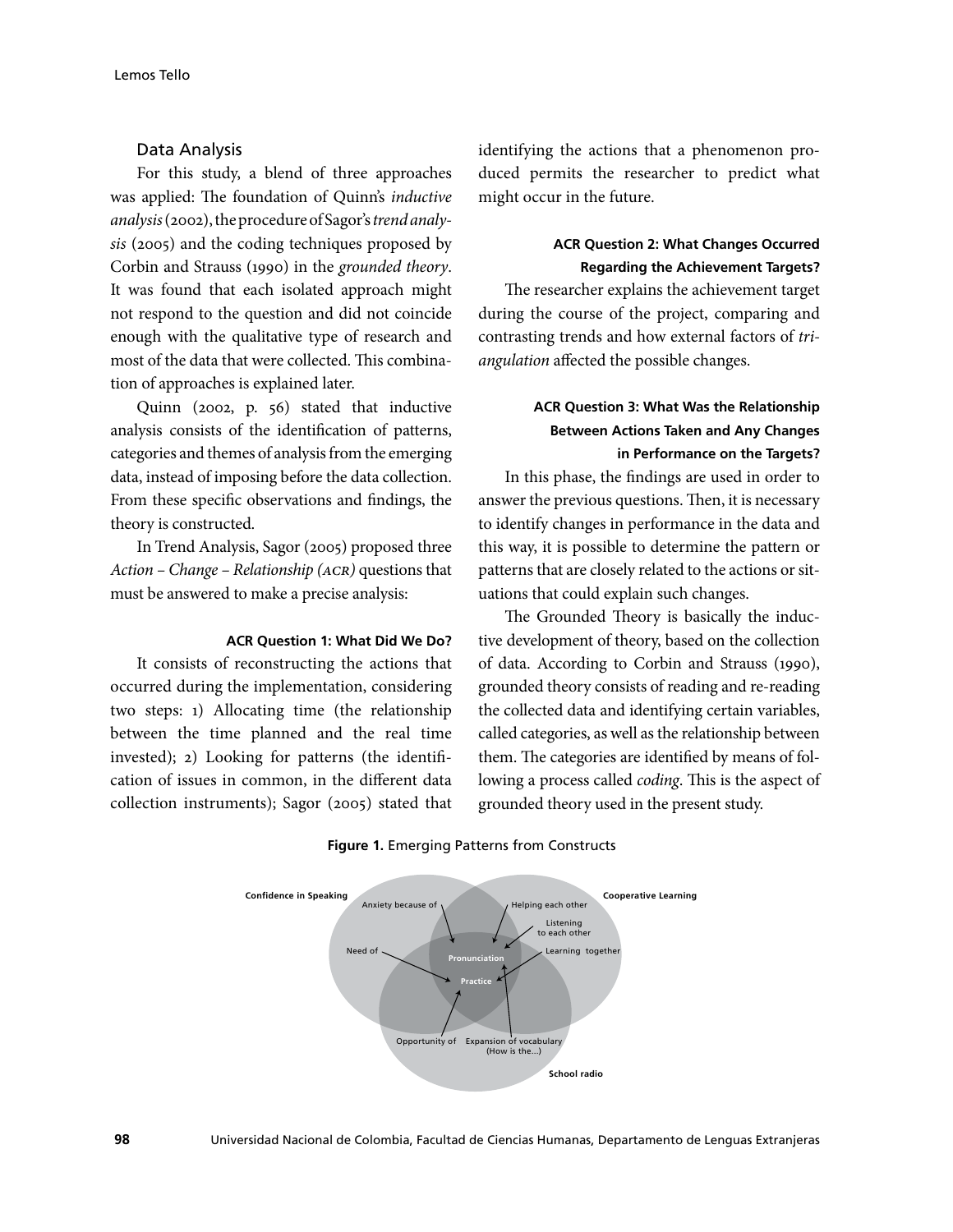## Data Analysis

For this study, a blend of three approaches was applied: The foundation of Quinn's *inductive analysis* (2002), the procedure of Sagor's *trend analysis* (2005) and the coding techniques proposed by Corbin and Strauss (1990) in the *grounded theory*. It was found that each isolated approach might not respond to the question and did not coincide enough with the qualitative type of research and most of the data that were collected. This combination of approaches is explained later.

Quinn (2002, p. 56) stated that inductive analysis consists of the identification of patterns, categories and themes of analysis from the emerging data, instead of imposing before the data collection. From these specific observations and findings, the theory is constructed.

In Trend Analysis, Sagor (2005) proposed three *Action – Change – Relationship (ACR)* questions that must be answered to make a precise analysis:

#### ACR Question 1: What Did We Do?

It consists of reconstructing the actions that occurred during the implementation, considering two steps: 1) Allocating time (the relationship between the time planned and the real time invested); 2) Looking for patterns (the identification of issues in common, in the different data collection instruments); Sagor (2005) stated that identifying the actions that a phenomenon produced permits the researcher to predict what might occur in the future.

#### ACR Question 2: What Changes Occurred Regarding the Achievement Targets?

The researcher explains the achievement target during the course of the project, comparing and contrasting trends and how external factors of *triangulation* affected the possible changes.

#### ACR Question 3: What Was the Relationship Between Actions Taken and Any Changes in Performance on the Targets?

In this phase, the findings are used in order to answer the previous questions. Then, it is necessary to identify changes in performance in the data and this way, it is possible to determine the pattern or patterns that are closely related to the actions or situations that could explain such changes.

The Grounded Theory is basically the inductive development of theory, based on the collection of data. According to Corbin and Strauss (1990), grounded theory consists of reading and re-reading the collected data and identifying certain variables, called categories, as well as the relationship between them. The categories are identified by means of following a process called *coding*. This is the aspect of grounded theory used in the present study.

**Figure 1.** Emerging Patterns from Constructs

Confidence in Speaking — Cooperative Learning — School radio

Anxiety because of; Helping each other; Listening to each other; Need of; Learning together; Pronunciation; Practice; Opportunity of; Expansion of vocabulary (How is the...)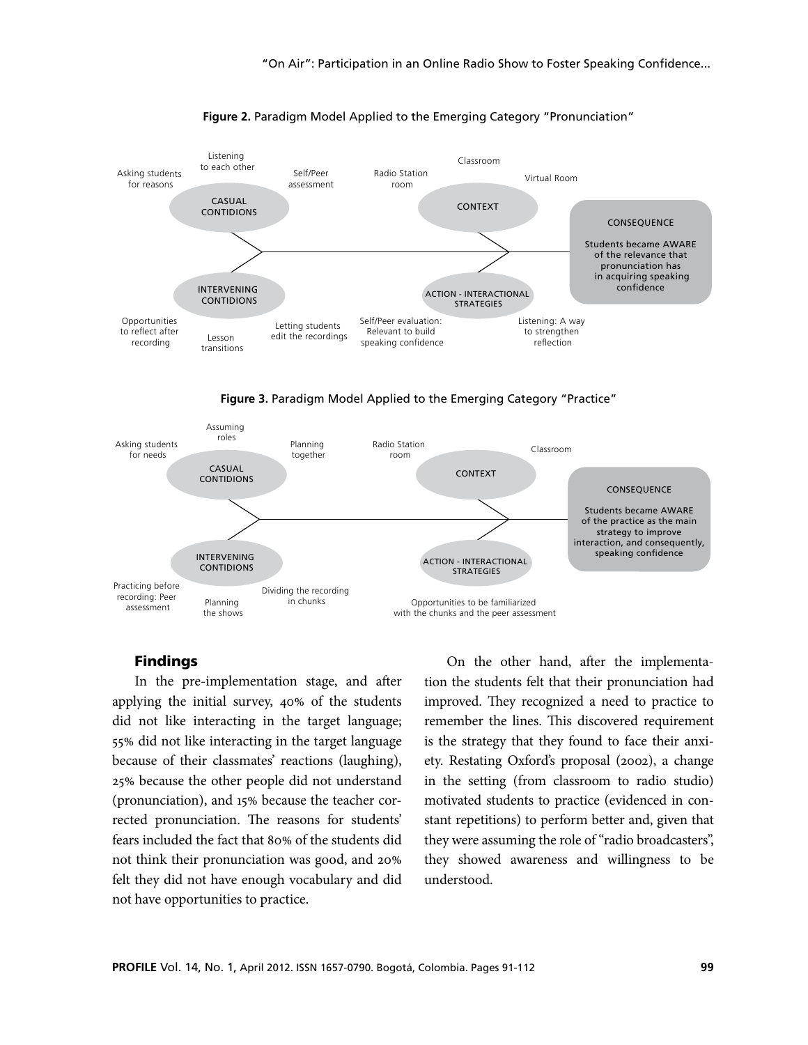**Figure 2.** Paradigm Model Applied to the Emerging Category "Pronunciation"

- CASUAL CONDITIONS: Asking students for reasons; Listening to each other; Self/Peer assessment
- INTERVENING CONDITIONS: Opportunities to reflect after recording; Lesson transitions; Letting students edit the recordings
- CONTEXT: Radio Station room; Classroom; Virtual Room
- ACTION - INTERACTIONAL STRATEGIES: Self/Peer evaluation: Relevant to build speaking confidence; Listening: A way to strengthen reflection
- CONSEQUENCE: Students became AWARE of the relevance that pronunciation has in acquiring speaking confidence

**Figure 3.** Paradigm Model Applied to the Emerging Category "Practice"

- CASUAL CONDITIONS: Asking students for needs; Assuming roles; Planning together
- INTERVENING CONDITIONS: Practicing before recording: Peer assessment; Planning the shows; Dividing the recording in chunks
- CONTEXT: Radio Station room; Classroom
- ACTION - INTERACTIONAL STRATEGIES: Opportunities to be familiarized with the chunks and the peer assessment
- CONSEQUENCE: Students became AWARE of the practice as the main strategy to improve interaction, and consequently, speaking confidence

## Findings

In the pre-implementation stage, and after applying the initial survey, 40% of the students did not like interacting in the target language; 55% did not like interacting in the target language because of their classmates' reactions (laughing), 25% because the other people did not understand (pronunciation), and 15% because the teacher corrected pronunciation. The reasons for students' fears included the fact that 80% of the students did not think their pronunciation was good, and 20% felt they did not have enough vocabulary and did not have opportunities to practice.

On the other hand, after the implementation the students felt that their pronunciation had improved. They recognized a need to practice to remember the lines. This discovered requirement is the strategy that they found to face their anxiety. Restating Oxford's proposal (2002), a change in the setting (from classroom to radio studio) motivated students to practice (evidenced in constant repetitions) to perform better and, given that they were assuming the role of "radio broadcasters", they showed awareness and willingness to be understood.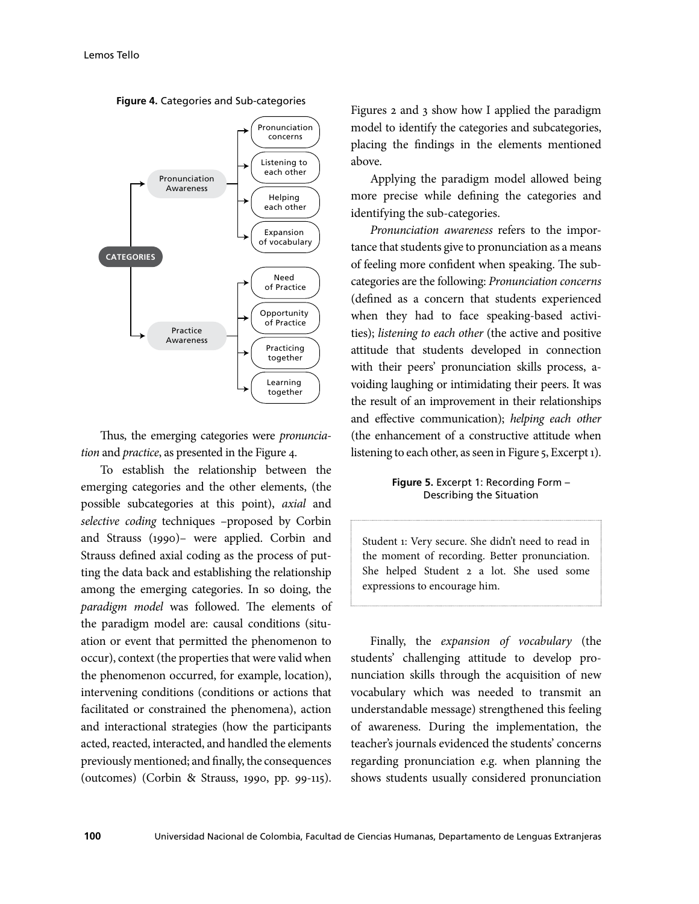**Figure 4.** Categories and Sub-categories

- CATEGORIES
  - Pronunciation Awareness
    - Pronunciation concerns
    - Listening to each other
    - Helping each other
    - Expansion of vocabulary
  - Practice Awareness
    - Need of Practice
    - Opportunity of Practice
    - Practicing together
    - Learning together

Thus, the emerging categories were *pronunciation* and *practice*, as presented in the Figure 4.

To establish the relationship between the emerging categories and the other elements, (the possible subcategories at this point), *axial* and *selective coding* techniques –proposed by Corbin and Strauss (1990)– were applied. Corbin and Strauss defined axial coding as the process of putting the data back and establishing the relationship among the emerging categories. In so doing, the *paradigm model* was followed. The elements of the paradigm model are: causal conditions (situation or event that permitted the phenomenon to occur), context (the properties that were valid when the phenomenon occurred, for example, location), intervening conditions (conditions or actions that facilitated or constrained the phenomena), action and interactional strategies (how the participants acted, reacted, interacted, and handled the elements previously mentioned; and finally, the consequences (outcomes) (Corbin & Strauss, 1990, pp. 99-115).

Figures 2 and 3 show how I applied the paradigm model to identify the categories and subcategories, placing the findings in the elements mentioned above.

Applying the paradigm model allowed being more precise while defining the categories and identifying the sub-categories.

*Pronunciation awareness* refers to the importance that students give to pronunciation as a means of feeling more confident when speaking. The subcategories are the following: *Pronunciation concerns* (defined as a concern that students experienced when they had to face speaking-based activities); *listening to each other* (the active and positive attitude that students developed in connection with their peers' pronunciation skills process, avoiding laughing or intimidating their peers. It was the result of an improvement in their relationships and effective communication); *helping each other* (the enhancement of a constructive attitude when listening to each other, as seen in Figure 5, Excerpt 1).

**Figure 5.** Excerpt 1: Recording Form – Describing the Situation

> Student 1: Very secure. She didn't need to read in the moment of recording. Better pronunciation. She helped Student 2 a lot. She used some expressions to encourage him.

Finally, the *expansion of vocabulary* (the students' challenging attitude to develop pronunciation skills through the acquisition of new vocabulary which was needed to transmit an understandable message) strengthened this feeling of awareness. During the implementation, the teacher's journals evidenced the students' concerns regarding pronunciation e.g. when planning the shows students usually considered pronunciation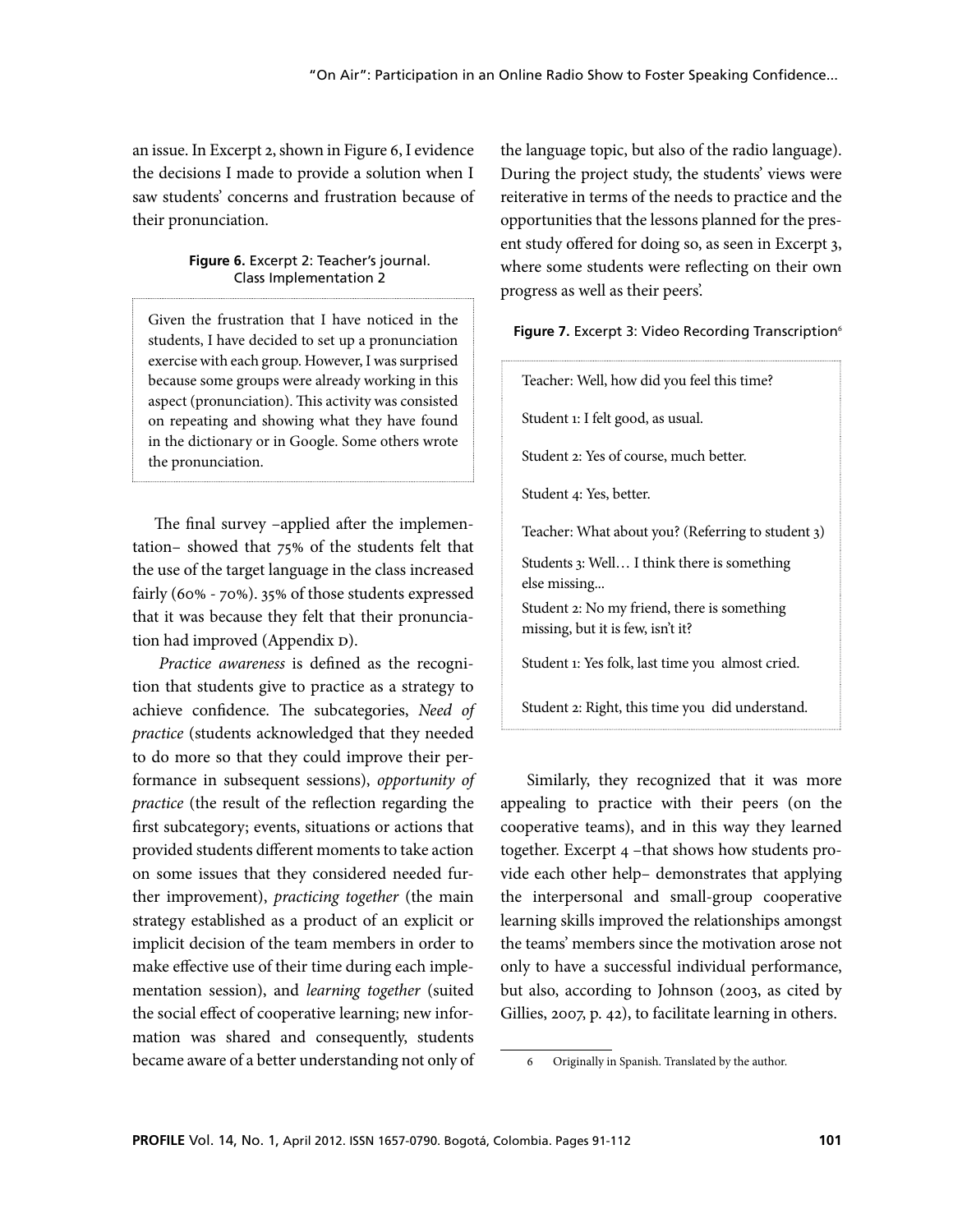an issue. In Excerpt 2, shown in Figure 6, I evidence the decisions I made to provide a solution when I saw students' concerns and frustration because of their pronunciation.

**Figure 6.** Excerpt 2: Teacher's journal. Class Implementation 2

> Given the frustration that I have noticed in the students, I have decided to set up a pronunciation exercise with each group. However, I was surprised because some groups were already working in this aspect (pronunciation). This activity was consisted on repeating and showing what they have found in the dictionary or in Google. Some others wrote the pronunciation.

The final survey –applied after the implementation– showed that 75% of the students felt that the use of the target language in the class increased fairly (60% - 70%). 35% of those students expressed that it was because they felt that their pronunciation had improved (Appendix D).

*Practice awareness* is defined as the recognition that students give to practice as a strategy to achieve confidence. The subcategories, *Need of practice* (students acknowledged that they needed to do more so that they could improve their performance in subsequent sessions), *opportunity of practice* (the result of the reflection regarding the first subcategory; events, situations or actions that provided students different moments to take action on some issues that they considered needed further improvement), *practicing together* (the main strategy established as a product of an explicit or implicit decision of the team members in order to make effective use of their time during each implementation session), and *learning together* (suited the social effect of cooperative learning; new information was shared and consequently, students became aware of a better understanding not only of the language topic, but also of the radio language). During the project study, the students' views were reiterative in terms of the needs to practice and the opportunities that the lessons planned for the present study offered for doing so, as seen in Excerpt 3, where some students were reflecting on their own progress as well as their peers'.

**Figure 7.** Excerpt 3: Video Recording Transcription[6]

> Teacher: Well, how did you feel this time?
>
> Student 1: I felt good, as usual.
>
> Student 2: Yes of course, much better.
>
> Student 4: Yes, better.
>
> Teacher: What about you? (Referring to student 3)
>
> Students 3: Well… I think there is something else missing...
>
> Student 2: No my friend, there is something missing, but it is few, isn't it?
>
> Student 1: Yes folk, last time you almost cried.
>
> Student 2: Right, this time you did understand.

Similarly, they recognized that it was more appealing to practice with their peers (on the cooperative teams), and in this way they learned together. Excerpt 4 –that shows how students provide each other help– demonstrates that applying the interpersonal and small-group cooperative learning skills improved the relationships amongst the teams' members since the motivation arose not only to have a successful individual performance, but also, according to Johnson (2003, as cited by Gillies, 2007, p. 42), to facilitate learning in others.

6 Originally in Spanish. Translated by the author.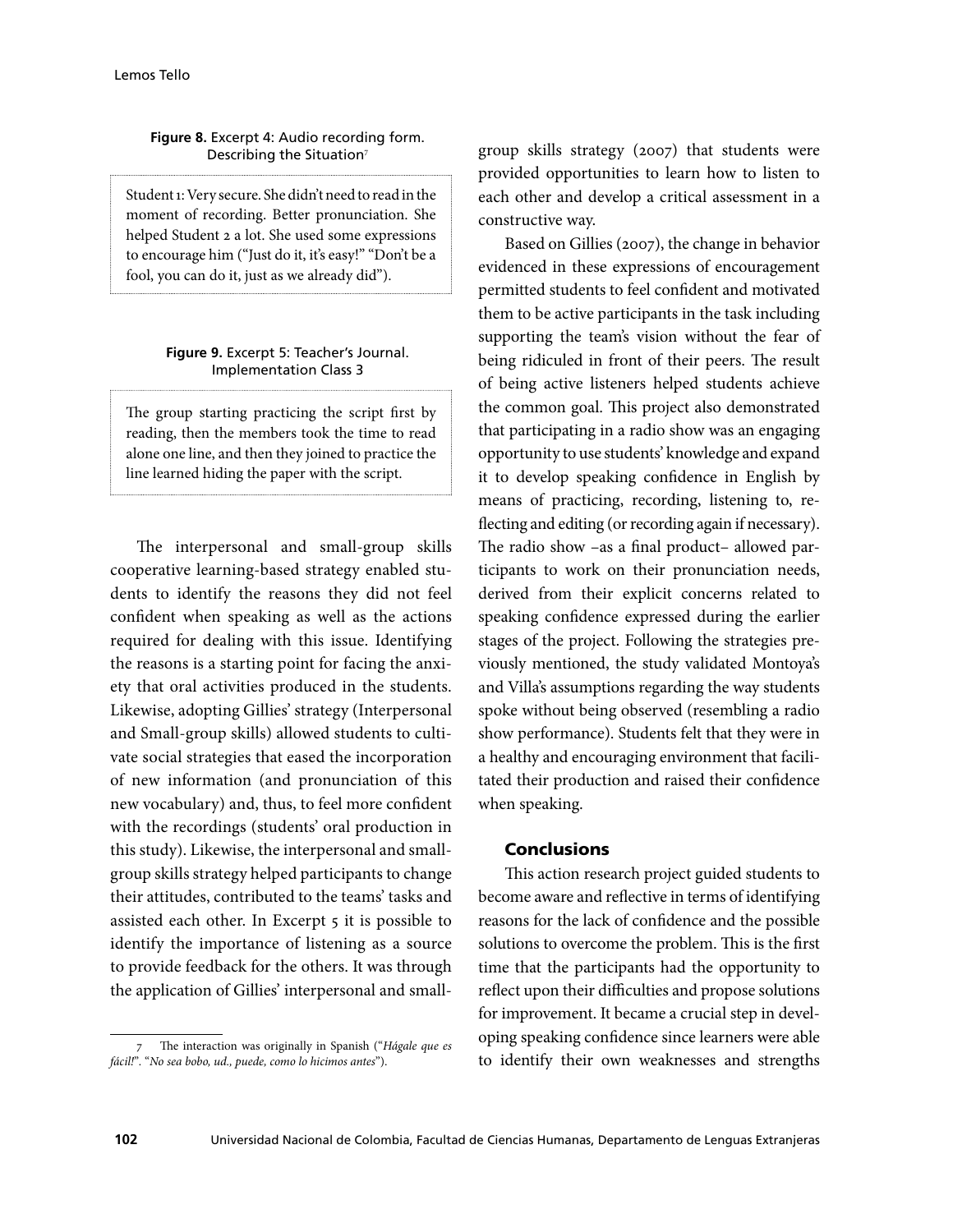**Figure 8.** Excerpt 4: Audio recording form. Describing the Situation[7]

> Student 1: Very secure. She didn't need to read in the moment of recording. Better pronunciation. She helped Student 2 a lot. She used some expressions to encourage him ("Just do it, it's easy!" "Don't be a fool, you can do it, just as we already did").

**Figure 9.** Excerpt 5: Teacher's Journal. Implementation Class 3

> The group starting practicing the script first by reading, then the members took the time to read alone one line, and then they joined to practice the line learned hiding the paper with the script.

The interpersonal and small-group skills cooperative learning-based strategy enabled students to identify the reasons they did not feel confident when speaking as well as the actions required for dealing with this issue. Identifying the reasons is a starting point for facing the anxiety that oral activities produced in the students. Likewise, adopting Gillies' strategy (Interpersonal and Small-group skills) allowed students to cultivate social strategies that eased the incorporation of new information (and pronunciation of this new vocabulary) and, thus, to feel more confident with the recordings (students' oral production in this study). Likewise, the interpersonal and small-group skills strategy helped participants to change their attitudes, contributed to the teams' tasks and assisted each other. In Excerpt 5 it is possible to identify the importance of listening as a source to provide feedback for the others. It was through the application of Gillies' interpersonal and small-group skills strategy (2007) that students were provided opportunities to learn how to listen to each other and develop a critical assessment in a constructive way.

Based on Gillies (2007), the change in behavior evidenced in these expressions of encouragement permitted students to feel confident and motivated them to be active participants in the task including supporting the team's vision without the fear of being ridiculed in front of their peers. The result of being active listeners helped students achieve the common goal. This project also demonstrated that participating in a radio show was an engaging opportunity to use students' knowledge and expand it to develop speaking confidence in English by means of practicing, recording, listening to, reflecting and editing (or recording again if necessary). The radio show –as a final product– allowed participants to work on their pronunciation needs, derived from their explicit concerns related to speaking confidence expressed during the earlier stages of the project. Following the strategies previously mentioned, the study validated Montoya's and Villa's assumptions regarding the way students spoke without being observed (resembling a radio show performance). Students felt that they were in a healthy and encouraging environment that facilitated their production and raised their confidence when speaking.

## Conclusions

This action research project guided students to become aware and reflective in terms of identifying reasons for the lack of confidence and the possible solutions to overcome the problem. This is the first time that the participants had the opportunity to reflect upon their difficulties and propose solutions for improvement. It became a crucial step in developing speaking confidence since learners were able to identify their own weaknesses and strengths

[7] The interaction was originally in Spanish ("*Hágale que es fácil!*". "*No sea bobo, ud., puede, como lo hicimos antes*").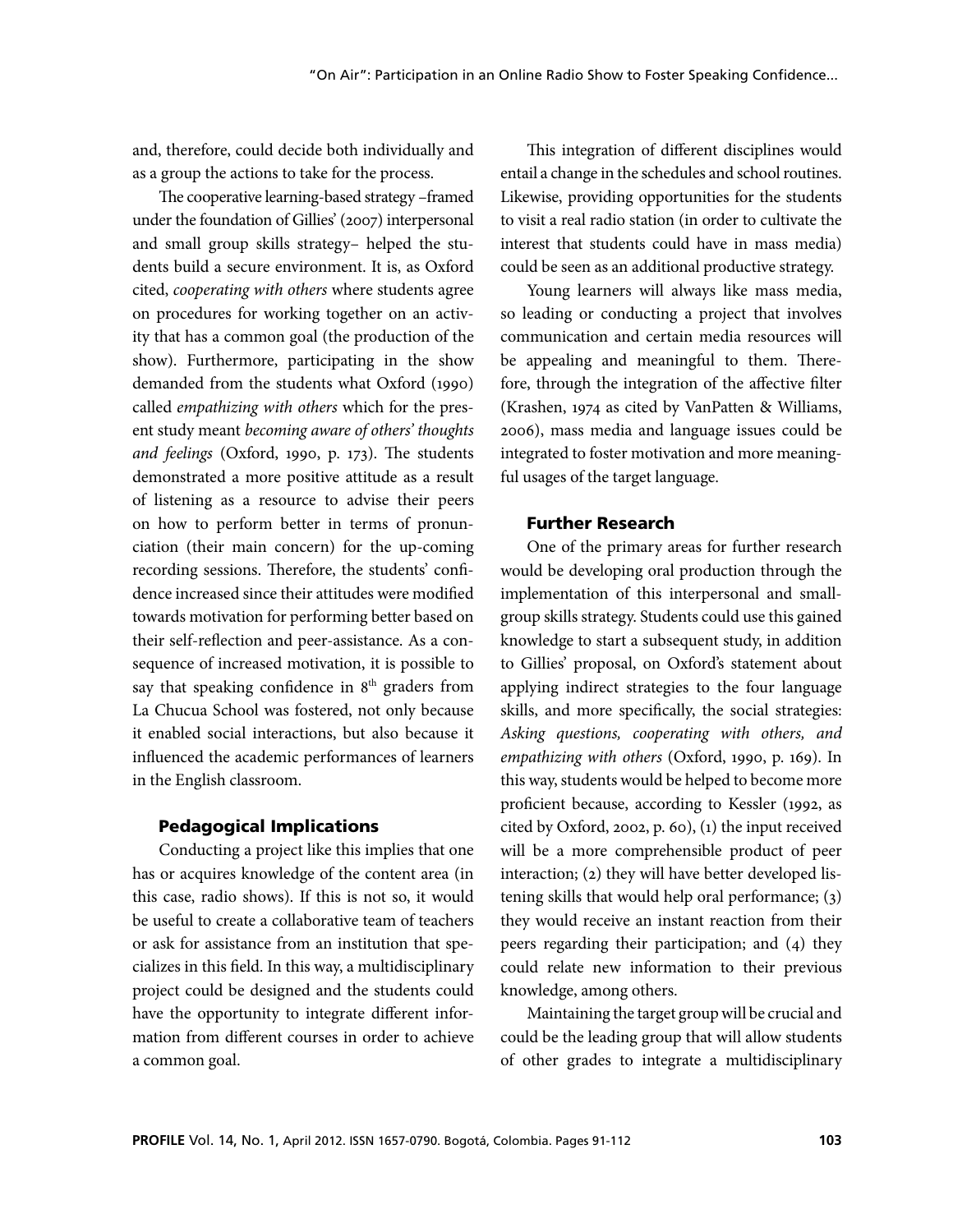and, therefore, could decide both individually and as a group the actions to take for the process.

The cooperative learning-based strategy –framed under the foundation of Gillies' (2007) interpersonal and small group skills strategy– helped the students build a secure environment. It is, as Oxford cited, *cooperating with others* where students agree on procedures for working together on an activity that has a common goal (the production of the show). Furthermore, participating in the show demanded from the students what Oxford (1990) called *empathizing with others* which for the present study meant *becoming aware of others' thoughts and feelings* (Oxford, 1990, p. 173). The students demonstrated a more positive attitude as a result of listening as a resource to advise their peers on how to perform better in terms of pronunciation (their main concern) for the up-coming recording sessions. Therefore, the students' confidence increased since their attitudes were modified towards motivation for performing better based on their self-reflection and peer-assistance. As a consequence of increased motivation, it is possible to say that speaking confidence in 8th graders from La Chucua School was fostered, not only because it enabled social interactions, but also because it influenced the academic performances of learners in the English classroom.

### Pedagogical Implications

Conducting a project like this implies that one has or acquires knowledge of the content area (in this case, radio shows). If this is not so, it would be useful to create a collaborative team of teachers or ask for assistance from an institution that specializes in this field. In this way, a multidisciplinary project could be designed and the students could have the opportunity to integrate different information from different courses in order to achieve a common goal.

This integration of different disciplines would entail a change in the schedules and school routines. Likewise, providing opportunities for the students to visit a real radio station (in order to cultivate the interest that students could have in mass media) could be seen as an additional productive strategy.

Young learners will always like mass media, so leading or conducting a project that involves communication and certain media resources will be appealing and meaningful to them. Therefore, through the integration of the affective filter (Krashen, 1974 as cited by VanPatten & Williams, 2006), mass media and language issues could be integrated to foster motivation and more meaningful usages of the target language.

### Further Research

One of the primary areas for further research would be developing oral production through the implementation of this interpersonal and small-group skills strategy. Students could use this gained knowledge to start a subsequent study, in addition to Gillies' proposal, on Oxford's statement about applying indirect strategies to the four language skills, and more specifically, the social strategies: *Asking questions, cooperating with others, and empathizing with others* (Oxford, 1990, p. 169). In this way, students would be helped to become more proficient because, according to Kessler (1992, as cited by Oxford, 2002, p. 60), (1) the input received will be a more comprehensible product of peer interaction; (2) they will have better developed listening skills that would help oral performance; (3) they would receive an instant reaction from their peers regarding their participation; and (4) they could relate new information to their previous knowledge, among others.

Maintaining the target group will be crucial and could be the leading group that will allow students of other grades to integrate a multidisciplinary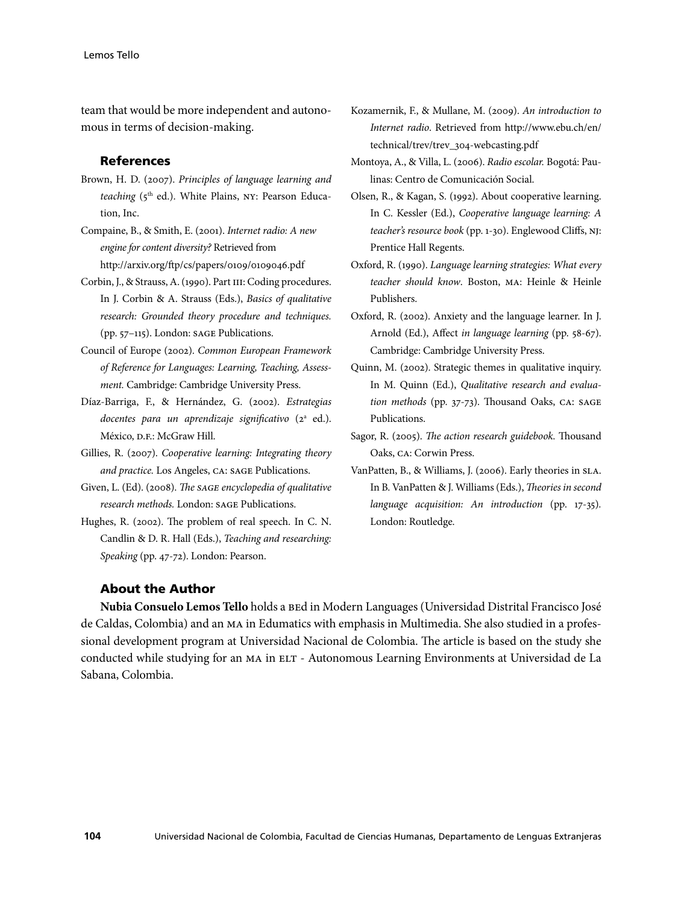team that would be more independent and autonomous in terms of decision-making.

## References

Brown, H. D. (2007). *Principles of language learning and teaching* (5th ed.). White Plains, NY: Pearson Education, Inc.

Compaine, B., & Smith, E. (2001). *Internet radio: A new engine for content diversity?* Retrieved from http://arxiv.org/ftp/cs/papers/0109/0109046.pdf

Corbin, J., & Strauss, A. (1990). Part III: Coding procedures. In J. Corbin & A. Strauss (Eds.), *Basics of qualitative research: Grounded theory procedure and techniques.* (pp. 57–115). London: SAGE Publications.

Council of Europe (2002). *Common European Framework of Reference for Languages: Learning, Teaching, Assessment.* Cambridge: Cambridge University Press.

Díaz-Barriga, F., & Hernández, G. (2002). *Estrategias docentes para un aprendizaje significativo* (2a ed.). México, D.F.: McGraw Hill.

Gillies, R. (2007). *Cooperative learning: Integrating theory and practice.* Los Angeles, CA: SAGE Publications.

Given, L. (Ed). (2008). *The SAGE encyclopedia of qualitative research methods.* London: SAGE Publications.

Hughes, R. (2002). The problem of real speech. In C. N. Candlin & D. R. Hall (Eds.), *Teaching and researching: Speaking* (pp. 47-72). London: Pearson.

Kozamernik, F., & Mullane, M. (2009). *An introduction to Internet radio*. Retrieved from http://www.ebu.ch/en/technical/trev/trev_304-webcasting.pdf

Montoya, A., & Villa, L. (2006). *Radio escolar.* Bogotá: Paulinas: Centro de Comunicación Social.

Olsen, R., & Kagan, S. (1992). About cooperative learning. In C. Kessler (Ed.), *Cooperative language learning: A teacher's resource book* (pp. 1-30). Englewood Cliffs, NJ: Prentice Hall Regents.

Oxford, R. (1990). *Language learning strategies: What every teacher should know*. Boston, MA: Heinle & Heinle Publishers.

Oxford, R. (2002). Anxiety and the language learner. In J. Arnold (Ed.), Affect *in language learning* (pp. 58-67). Cambridge: Cambridge University Press.

Quinn, M. (2002). Strategic themes in qualitative inquiry. In M. Quinn (Ed.), *Qualitative research and evaluation methods* (pp. 37-73). Thousand Oaks, CA: SAGE Publications.

Sagor, R. (2005). *The action research guidebook.* Thousand Oaks, CA: Corwin Press.

VanPatten, B., & Williams, J. (2006). Early theories in SLA. In B. VanPatten & J. Williams (Eds.), *Theories in second language acquisition: An introduction* (pp. 17-35). London: Routledge.

## About the Author

**Nubia Consuelo Lemos Tello** holds a BEd in Modern Languages (Universidad Distrital Francisco José de Caldas, Colombia) and an MA in Edumatics with emphasis in Multimedia. She also studied in a professional development program at Universidad Nacional de Colombia. The article is based on the study she conducted while studying for an MA in ELT - Autonomous Learning Environments at Universidad de La Sabana, Colombia.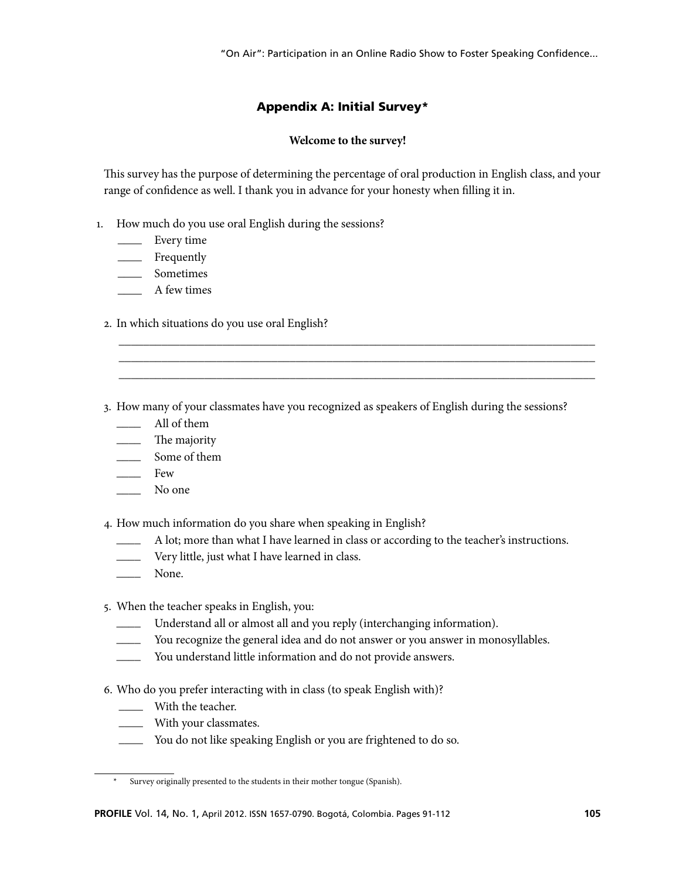## Appendix A: Initial Survey*

**Welcome to the survey!**

This survey has the purpose of determining the percentage of oral production in English class, and your range of confidence as well. I thank you in advance for your honesty when filling it in.

1. How much do you use oral English during the sessions?
   ____ Every time
   ____ Frequently
   ____ Sometimes
   ____ A few times

2. In which situations do you use oral English?
   ______________________________________________________________________________
   ______________________________________________________________________________
   ______________________________________________________________________________

3. How many of your classmates have you recognized as speakers of English during the sessions?
   ____ All of them
   ____ The majority
   ____ Some of them
   ____ Few
   ____ No one

4. How much information do you share when speaking in English?
   ____ A lot; more than what I have learned in class or according to the teacher's instructions.
   ____ Very little, just what I have learned in class.
   ____ None.

5. When the teacher speaks in English, you:
   ____ Understand all or almost all and you reply (interchanging information).
   ____ You recognize the general idea and do not answer or you answer in monosyllables.
   ____ You understand little information and do not provide answers.

6. Who do you prefer interacting with in class (to speak English with)?
   ____ With the teacher.
   ____ With your classmates.
   ____ You do not like speaking English or you are frightened to do so.

---

\* Survey originally presented to the students in their mother tongue (Spanish).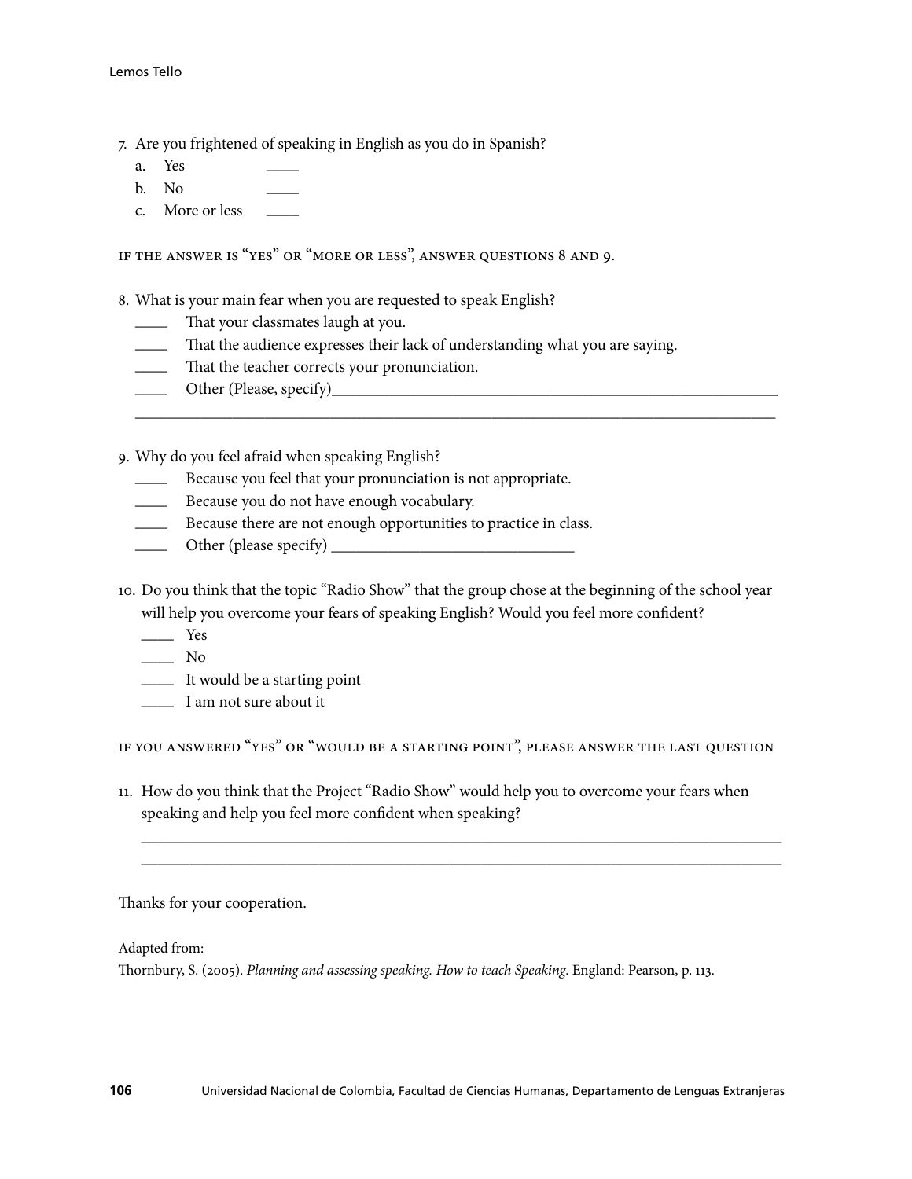7. Are you frightened of speaking in English as you do in Spanish?
   a. Yes ____
   b. No ____
   c. More or less ____

IF THE ANSWER IS "YES" OR "MORE OR LESS", ANSWER QUESTIONS 8 AND 9.

8. What is your main fear when you are requested to speak English?
   ____ That your classmates laugh at you.
   ____ That the audience expresses their lack of understanding what you are saying.
   ____ That the teacher corrects your pronunciation.
   ____ Other (Please, specify)____________________________________________
   ______________________________________________________________________

9. Why do you feel afraid when speaking English?
   ____ Because you feel that your pronunciation is not appropriate.
   ____ Because you do not have enough vocabulary.
   ____ Because there are not enough opportunities to practice in class.
   ____ Other (please specify) ______________________________

10. Do you think that the topic "Radio Show" that the group chose at the beginning of the school year will help you overcome your fears of speaking English? Would you feel more confident?
    ____ Yes
    ____ No
    ____ It would be a starting point
    ____ I am not sure about it

IF YOU ANSWERED "YES" OR "WOULD BE A STARTING POINT", PLEASE ANSWER THE LAST QUESTION

11. How do you think that the Project "Radio Show" would help you to overcome your fears when speaking and help you feel more confident when speaking?
    ______________________________________________________________________
    ______________________________________________________________________

Thanks for your cooperation.

Adapted from:
Thornbury, S. (2005). *Planning and assessing speaking. How to teach Speaking.* England: Pearson, p. 113.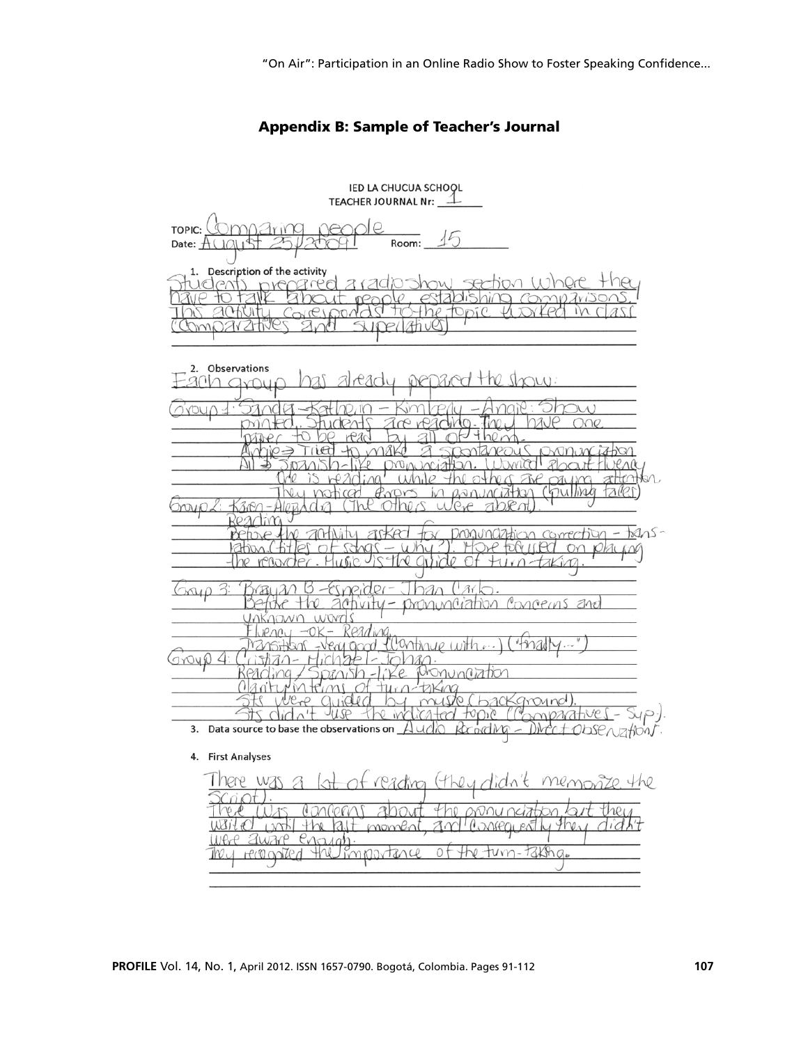## Appendix B: Sample of Teacher's Journal

IED LA CHUCUA SCHOOL
TEACHER JOURNAL Nr: 1

TOPIC: Comparing people
Date: August 25/2009 Room: 15

1. Description of the activity

Students prepared a radio show section where they have to talk about people, establishing comparisons. This activity corresponds to the topic worked in class (Comparatives and superlatives)

2. Observations

Each group has already prepared the show.

Group 1: Sandra – Kathein – Kimberly – Angie: Show printed. Students are reading. They have one paper to be read by all of them.
Angie ⇒ Tried to make a spontaneous pronunciation
All ⇒ Spanish-like pronunciation. Worried about fluency
One is reading while the others are paying attention.
They noticed errors in pronunciation (pulling faces)

Group 2: Karen – Alejandra (The others were absent).
Reading
Before the activity asked for pronunciation correction – translation (titles of songs – why?). More focused on playing the recorder. Music is the guide of turn-taking.

Group 3: Brayan B – Esneider – Jhan Carlo.
Before the activity – pronunciation concerns and unknown words
Fluency – OK – Reading
Transitions – Very good ("Continue with...") ("finally...")

Group 4: Cristian – Michael – Johan.
Reading / Spanish-like pronunciation
Clarity in terms of turn-taking
Sts were guided by music (background).
Sts didn't use the indicated topic (Comparatives – Sup.).

3. Data source to base the observations on: Audio Recording – Direct Observation.

4. First Analyses

There was a lot of reading (they didn't memorize the script).
There was concerns about the pronunciation, but they waited until the last moment, and consequently they didn't were aware enough.
They recognized the importance of the turn-taking.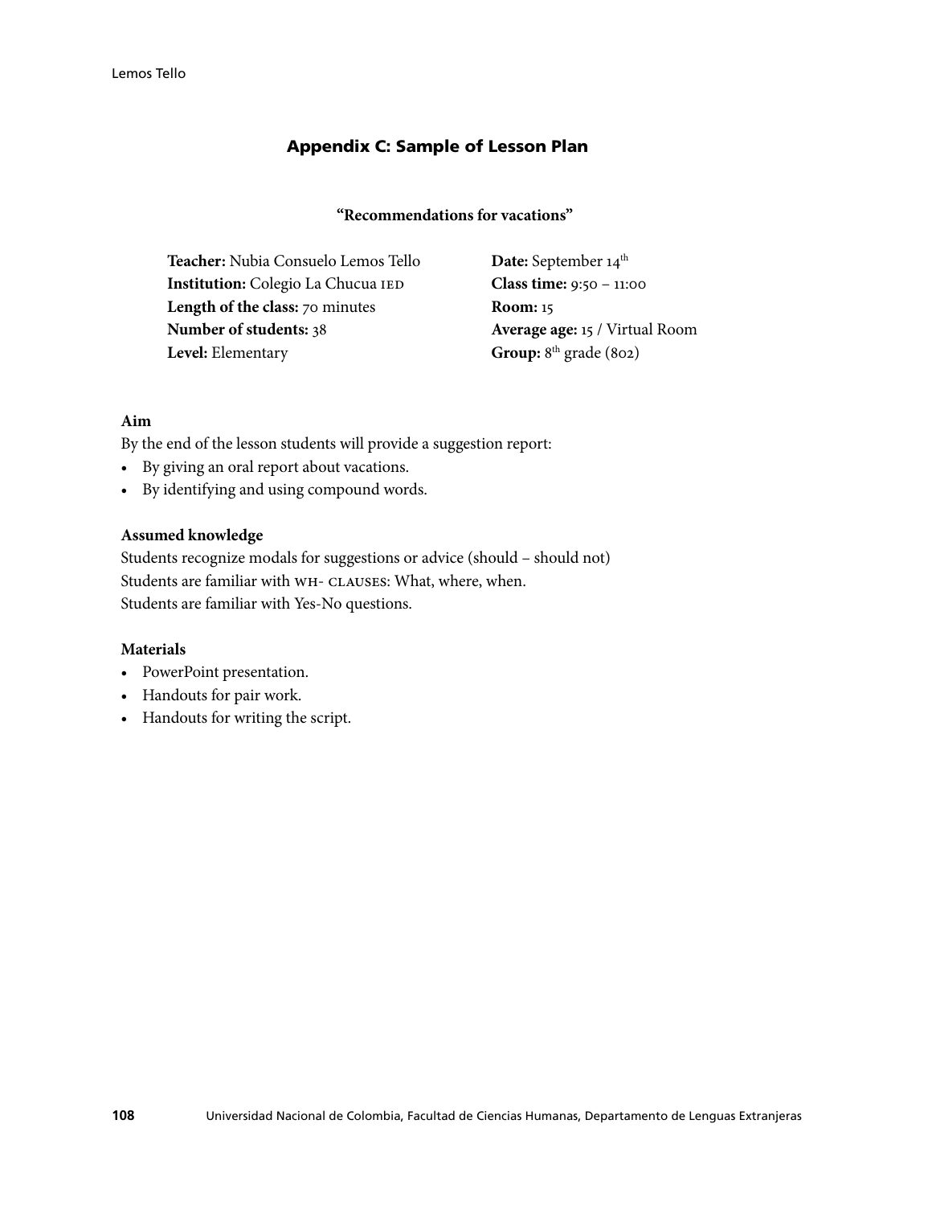## Appendix C: Sample of Lesson Plan

### "Recommendations for vacations"

**Teacher:** Nubia Consuelo Lemos Tello
**Institution:** Colegio La Chucua IED
**Length of the class:** 70 minutes
**Number of students:** 38
**Level:** Elementary

**Date:** September 14th
**Class time:** 9:50 – 11:00
**Room:** 15
**Average age:** 15 / Virtual Room
**Group:** 8th grade (802)

**Aim**

By the end of the lesson students will provide a suggestion report:

- By giving an oral report about vacations.
- By identifying and using compound words.

**Assumed knowledge**

Students recognize modals for suggestions or advice (should – should not)
Students are familiar with WH- CLAUSES: What, where, when.
Students are familiar with Yes-No questions.

**Materials**

- PowerPoint presentation.
- Handouts for pair work.
- Handouts for writing the script.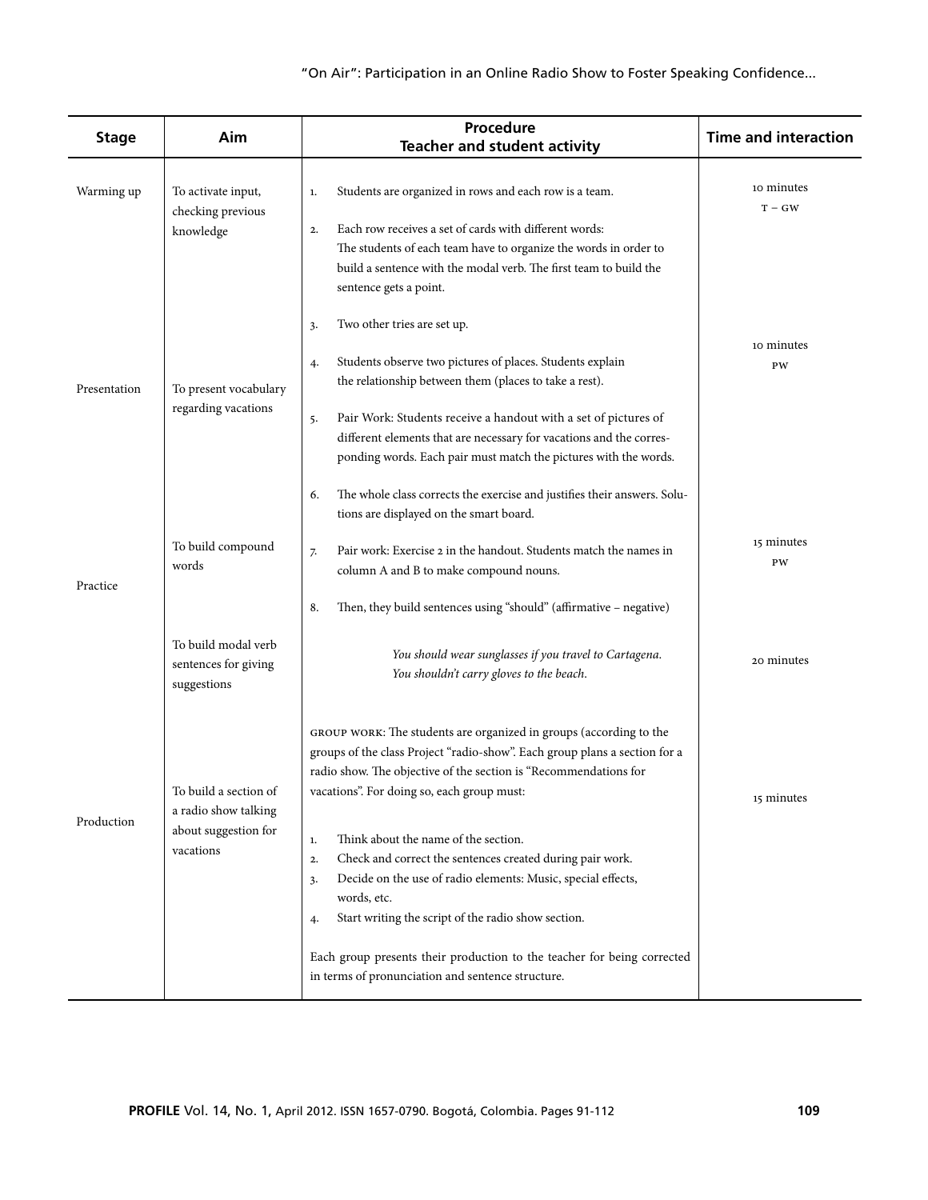| Stage | Aim | Procedure<br>Teacher and student activity | Time and interaction |
|---|---|---|---|
| Warming up | To activate input, checking previous knowledge | 1. Students are organized in rows and each row is a team.<br><br>2. Each row receives a set of cards with different words: The students of each team have to organize the words in order to build a sentence with the modal verb. The first team to build the sentence gets a point.<br><br>3. Two other tries are set up. | 10 minutes<br>T – GW |
| Presentation | To present vocabulary regarding vacations | 4. Students observe two pictures of places. Students explain the relationship between them (places to take a rest).<br><br>5. Pair Work: Students receive a handout with a set of pictures of different elements that are necessary for vacations and the corresponding words. Each pair must match the pictures with the words.<br><br>6. The whole class corrects the exercise and justifies their answers. Solutions are displayed on the smart board. | 10 minutes<br>PW |
| Practice | To build compound words | 7. Pair work: Exercise 2 in the handout. Students match the names in column A and B to make compound nouns.<br><br>8. Then, they build sentences using "should" (affirmative – negative) | 15 minutes<br>PW |
| | To build modal verb sentences for giving suggestions | *You should wear sunglasses if you travel to Cartagena.*<br>*You shouldn't carry gloves to the beach.* | 20 minutes |
| Production | To build a section of a radio show talking about suggestion for vacations | GROUP WORK: The students are organized in groups (according to the groups of the class Project "radio-show". Each group plans a section for a radio show. The objective of the section is "Recommendations for vacations". For doing so, each group must:<br><br>1. Think about the name of the section.<br>2. Check and correct the sentences created during pair work.<br>3. Decide on the use of radio elements: Music, special effects, words, etc.<br>4. Start writing the script of the radio show section.<br><br>Each group presents their production to the teacher for being corrected in terms of pronunciation and sentence structure. | 15 minutes |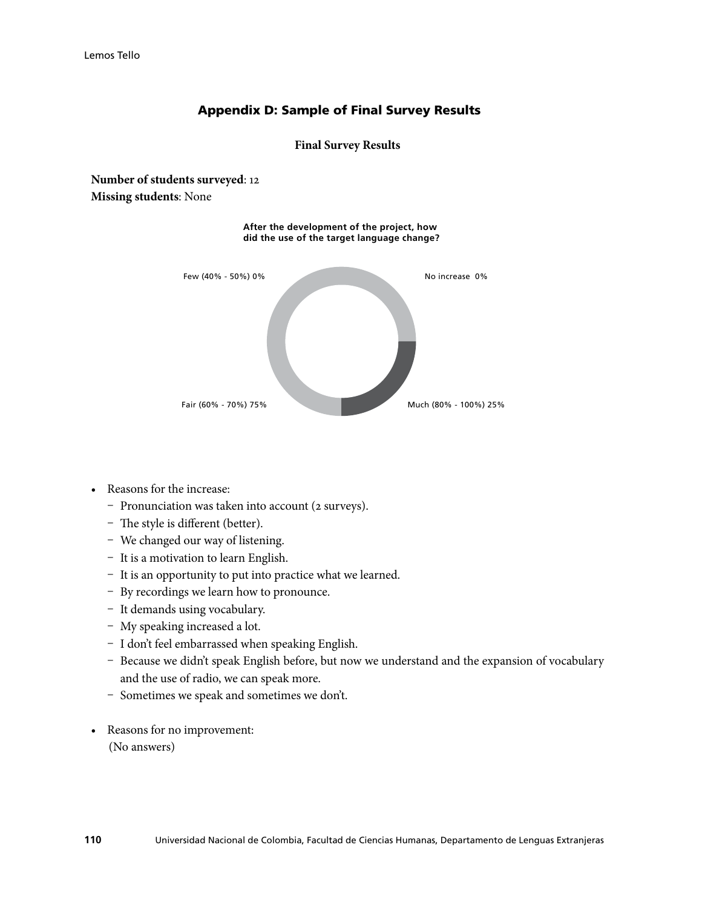## Appendix D: Sample of Final Survey Results

**Final Survey Results**

**Number of students surveyed**: 12
**Missing students**: None

**After the development of the project, how did the use of the target language change?**

Few (40% - 50%) 0%

No increase 0%

Fair (60% - 70%) 75%

Much (80% - 100%) 25%

- Reasons for the increase:
  - Pronunciation was taken into account (2 surveys).
  - The style is different (better).
  - We changed our way of listening.
  - It is a motivation to learn English.
  - It is an opportunity to put into practice what we learned.
  - By recordings we learn how to pronounce.
  - It demands using vocabulary.
  - My speaking increased a lot.
  - I don't feel embarrassed when speaking English.
  - Because we didn't speak English before, but now we understand and the expansion of vocabulary and the use of radio, we can speak more.
  - Sometimes we speak and sometimes we don't.
- Reasons for no improvement:
  (No answers)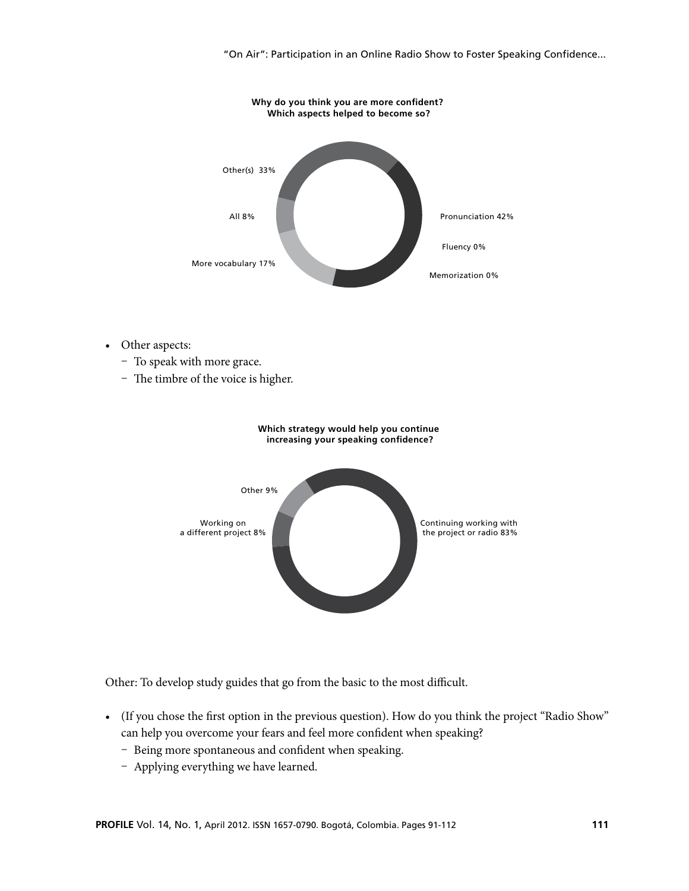**Why do you think you are more confident? Which aspects helped to become so?**

Other(s) 33%

All 8%

More vocabulary 17%

Pronunciation 42%

Fluency 0%

Memorization 0%

- Other aspects:
  - To speak with more grace.
  - The timbre of the voice is higher.

**Which strategy would help you continue increasing your speaking confidence?**

Other 9%

Working on a different project 8%

Continuing working with the project or radio 83%

Other: To develop study guides that go from the basic to the most difficult.

- (If you chose the first option in the previous question). How do you think the project "Radio Show" can help you overcome your fears and feel more confident when speaking?
  - Being more spontaneous and confident when speaking.
  - Applying everything we have learned.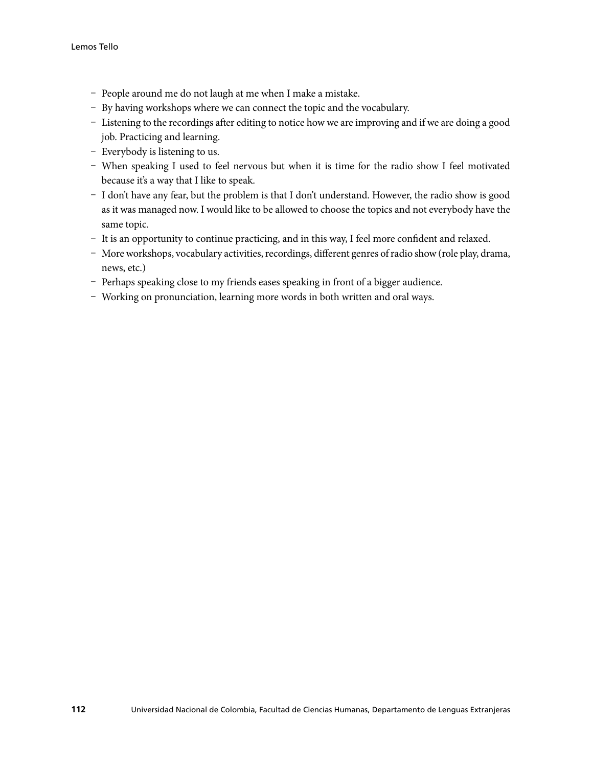- People around me do not laugh at me when I make a mistake.
- By having workshops where we can connect the topic and the vocabulary.
- Listening to the recordings after editing to notice how we are improving and if we are doing a good job. Practicing and learning.
- Everybody is listening to us.
- When speaking I used to feel nervous but when it is time for the radio show I feel motivated because it's a way that I like to speak.
- I don't have any fear, but the problem is that I don't understand. However, the radio show is good as it was managed now. I would like to be allowed to choose the topics and not everybody have the same topic.
- It is an opportunity to continue practicing, and in this way, I feel more confident and relaxed.
- More workshops, vocabulary activities, recordings, different genres of radio show (role play, drama, news, etc.)
- Perhaps speaking close to my friends eases speaking in front of a bigger audience.
- Working on pronunciation, learning more words in both written and oral ways.